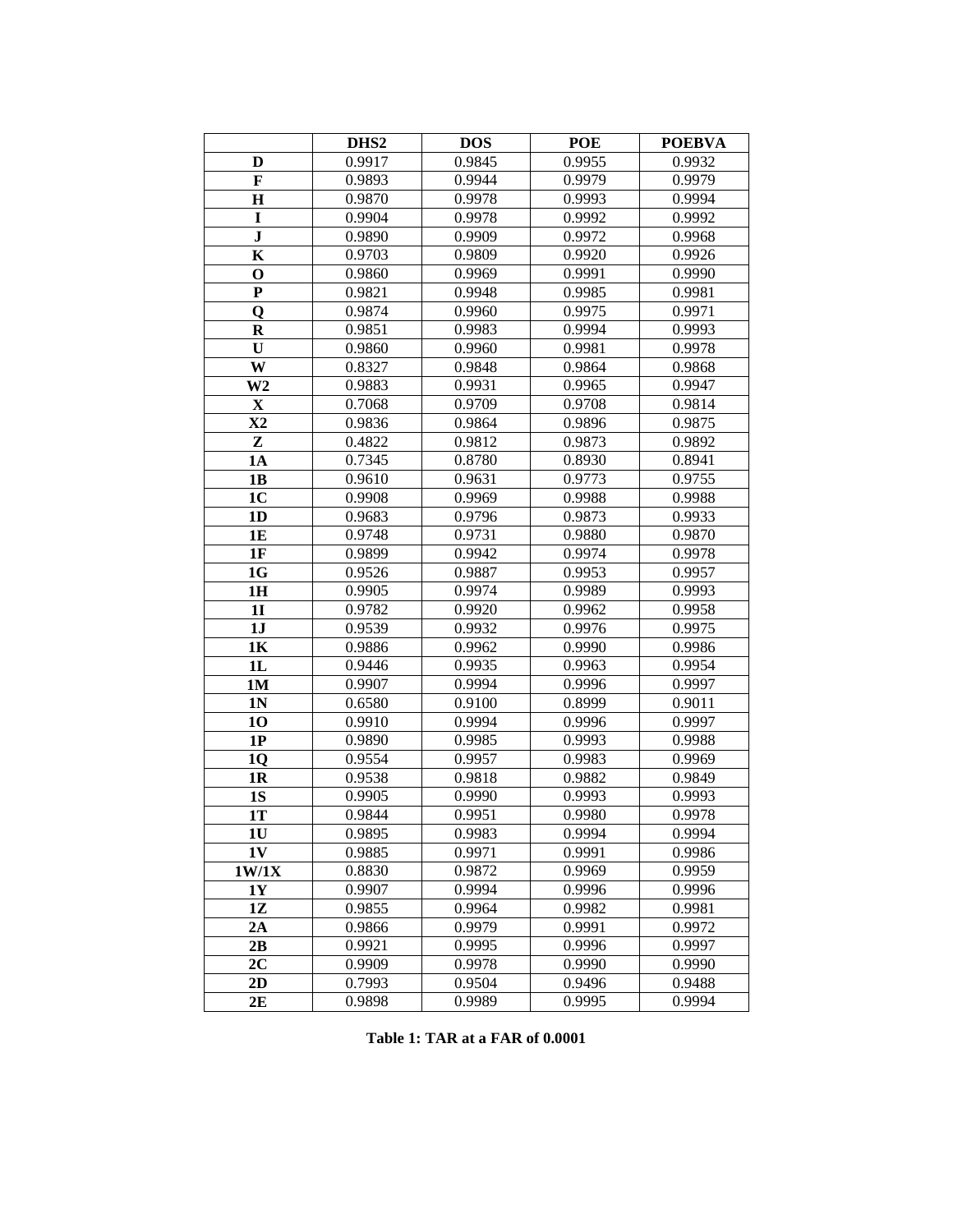|  | DHS2 | DOS | POE | POEBVA |
|---|---|---|---|---|
| **D** | 0.9917 | 0.9845 | 0.9955 | 0.9932 |
| **F** | 0.9893 | 0.9944 | 0.9979 | 0.9979 |
| **H** | 0.9870 | 0.9978 | 0.9993 | 0.9994 |
| **I** | 0.9904 | 0.9978 | 0.9992 | 0.9992 |
| **J** | 0.9890 | 0.9909 | 0.9972 | 0.9968 |
| **K** | 0.9703 | 0.9809 | 0.9920 | 0.9926 |
| **O** | 0.9860 | 0.9969 | 0.9991 | 0.9990 |
| **P** | 0.9821 | 0.9948 | 0.9985 | 0.9981 |
| **Q** | 0.9874 | 0.9960 | 0.9975 | 0.9971 |
| **R** | 0.9851 | 0.9983 | 0.9994 | 0.9993 |
| **U** | 0.9860 | 0.9960 | 0.9981 | 0.9978 |
| **W** | 0.8327 | 0.9848 | 0.9864 | 0.9868 |
| **W2** | 0.9883 | 0.9931 | 0.9965 | 0.9947 |
| **X** | 0.7068 | 0.9709 | 0.9708 | 0.9814 |
| **X2** | 0.9836 | 0.9864 | 0.9896 | 0.9875 |
| **Z** | 0.4822 | 0.9812 | 0.9873 | 0.9892 |
| **1A** | 0.7345 | 0.8780 | 0.8930 | 0.8941 |
| **1B** | 0.9610 | 0.9631 | 0.9773 | 0.9755 |
| **1C** | 0.9908 | 0.9969 | 0.9988 | 0.9988 |
| **1D** | 0.9683 | 0.9796 | 0.9873 | 0.9933 |
| **1E** | 0.9748 | 0.9731 | 0.9880 | 0.9870 |
| **1F** | 0.9899 | 0.9942 | 0.9974 | 0.9978 |
| **1G** | 0.9526 | 0.9887 | 0.9953 | 0.9957 |
| **1H** | 0.9905 | 0.9974 | 0.9989 | 0.9993 |
| **1I** | 0.9782 | 0.9920 | 0.9962 | 0.9958 |
| **1J** | 0.9539 | 0.9932 | 0.9976 | 0.9975 |
| **1K** | 0.9886 | 0.9962 | 0.9990 | 0.9986 |
| **1L** | 0.9446 | 0.9935 | 0.9963 | 0.9954 |
| **1M** | 0.9907 | 0.9994 | 0.9996 | 0.9997 |
| **1N** | 0.6580 | 0.9100 | 0.8999 | 0.9011 |
| **1O** | 0.9910 | 0.9994 | 0.9996 | 0.9997 |
| **1P** | 0.9890 | 0.9985 | 0.9993 | 0.9988 |
| **1Q** | 0.9554 | 0.9957 | 0.9983 | 0.9969 |
| **1R** | 0.9538 | 0.9818 | 0.9882 | 0.9849 |
| **1S** | 0.9905 | 0.9990 | 0.9993 | 0.9993 |
| **1T** | 0.9844 | 0.9951 | 0.9980 | 0.9978 |
| **1U** | 0.9895 | 0.9983 | 0.9994 | 0.9994 |
| **1V** | 0.9885 | 0.9971 | 0.9991 | 0.9986 |
| **1W/1X** | 0.8830 | 0.9872 | 0.9969 | 0.9959 |
| **1Y** | 0.9907 | 0.9994 | 0.9996 | 0.9996 |
| **1Z** | 0.9855 | 0.9964 | 0.9982 | 0.9981 |
| **2A** | 0.9866 | 0.9979 | 0.9991 | 0.9972 |
| **2B** | 0.9921 | 0.9995 | 0.9996 | 0.9997 |
| **2C** | 0.9909 | 0.9978 | 0.9990 | 0.9990 |
| **2D** | 0.7993 | 0.9504 | 0.9496 | 0.9488 |
| **2E** | 0.9898 | 0.9989 | 0.9995 | 0.9994 |

**Table 1: TAR at a FAR of 0.0001**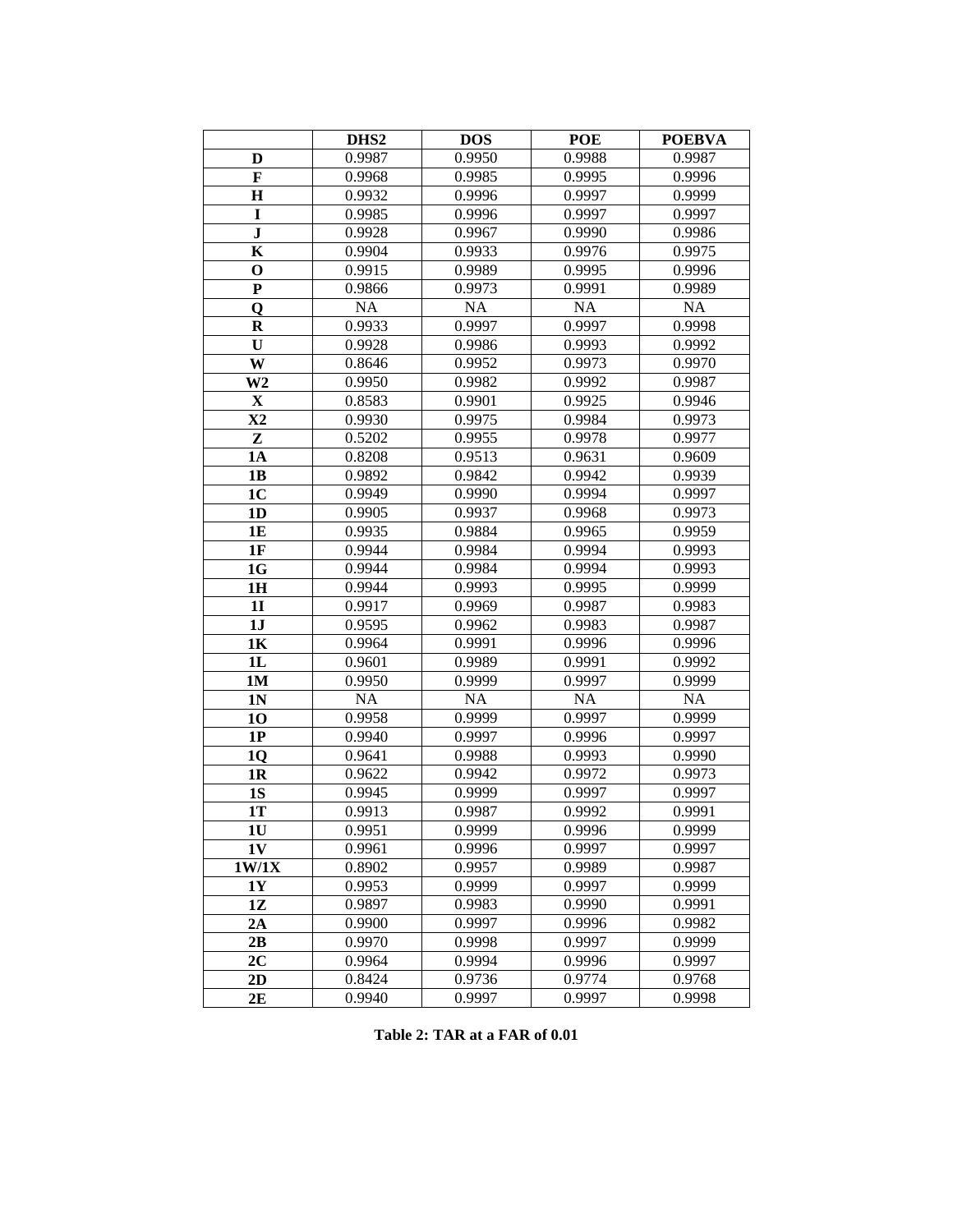| | DHS2 | DOS | POE | POEBVA |
|---|---|---|---|---|
| **D** | 0.9987 | 0.9950 | 0.9988 | 0.9987 |
| **F** | 0.9968 | 0.9985 | 0.9995 | 0.9996 |
| **H** | 0.9932 | 0.9996 | 0.9997 | 0.9999 |
| **I** | 0.9985 | 0.9996 | 0.9997 | 0.9997 |
| **J** | 0.9928 | 0.9967 | 0.9990 | 0.9986 |
| **K** | 0.9904 | 0.9933 | 0.9976 | 0.9975 |
| **O** | 0.9915 | 0.9989 | 0.9995 | 0.9996 |
| **P** | 0.9866 | 0.9973 | 0.9991 | 0.9989 |
| **Q** | NA | NA | NA | NA |
| **R** | 0.9933 | 0.9997 | 0.9997 | 0.9998 |
| **U** | 0.9928 | 0.9986 | 0.9993 | 0.9992 |
| **W** | 0.8646 | 0.9952 | 0.9973 | 0.9970 |
| **W2** | 0.9950 | 0.9982 | 0.9992 | 0.9987 |
| **X** | 0.8583 | 0.9901 | 0.9925 | 0.9946 |
| **X2** | 0.9930 | 0.9975 | 0.9984 | 0.9973 |
| **Z** | 0.5202 | 0.9955 | 0.9978 | 0.9977 |
| **1A** | 0.8208 | 0.9513 | 0.9631 | 0.9609 |
| **1B** | 0.9892 | 0.9842 | 0.9942 | 0.9939 |
| **1C** | 0.9949 | 0.9990 | 0.9994 | 0.9997 |
| **1D** | 0.9905 | 0.9937 | 0.9968 | 0.9973 |
| **1E** | 0.9935 | 0.9884 | 0.9965 | 0.9959 |
| **1F** | 0.9944 | 0.9984 | 0.9994 | 0.9993 |
| **1G** | 0.9944 | 0.9984 | 0.9994 | 0.9993 |
| **1H** | 0.9944 | 0.9993 | 0.9995 | 0.9999 |
| **1I** | 0.9917 | 0.9969 | 0.9987 | 0.9983 |
| **1J** | 0.9595 | 0.9962 | 0.9983 | 0.9987 |
| **1K** | 0.9964 | 0.9991 | 0.9996 | 0.9996 |
| **1L** | 0.9601 | 0.9989 | 0.9991 | 0.9992 |
| **1M** | 0.9950 | 0.9999 | 0.9997 | 0.9999 |
| **1N** | NA | NA | NA | NA |
| **1O** | 0.9958 | 0.9999 | 0.9997 | 0.9999 |
| **1P** | 0.9940 | 0.9997 | 0.9996 | 0.9997 |
| **1Q** | 0.9641 | 0.9988 | 0.9993 | 0.9990 |
| **1R** | 0.9622 | 0.9942 | 0.9972 | 0.9973 |
| **1S** | 0.9945 | 0.9999 | 0.9997 | 0.9997 |
| **1T** | 0.9913 | 0.9987 | 0.9992 | 0.9991 |
| **1U** | 0.9951 | 0.9999 | 0.9996 | 0.9999 |
| **1V** | 0.9961 | 0.9996 | 0.9997 | 0.9997 |
| **1W/1X** | 0.8902 | 0.9957 | 0.9989 | 0.9987 |
| **1Y** | 0.9953 | 0.9999 | 0.9997 | 0.9999 |
| **1Z** | 0.9897 | 0.9983 | 0.9990 | 0.9991 |
| **2A** | 0.9900 | 0.9997 | 0.9996 | 0.9982 |
| **2B** | 0.9970 | 0.9998 | 0.9997 | 0.9999 |
| **2C** | 0.9964 | 0.9994 | 0.9996 | 0.9997 |
| **2D** | 0.8424 | 0.9736 | 0.9774 | 0.9768 |
| **2E** | 0.9940 | 0.9997 | 0.9997 | 0.9998 |

**Table 2: TAR at a FAR of 0.01**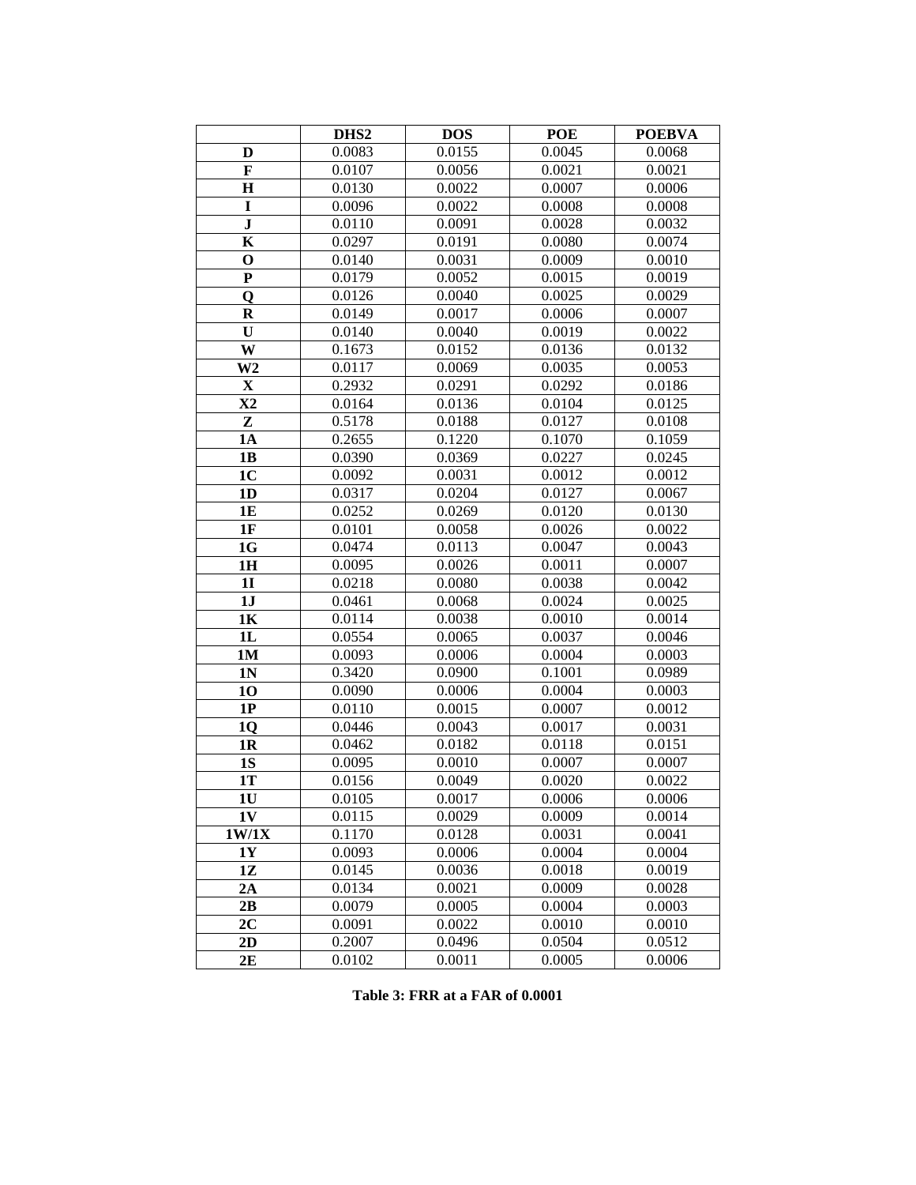| | DHS2 | DOS | POE | POEBVA |
|---|---|---|---|---|
| **D** | 0.0083 | 0.0155 | 0.0045 | 0.0068 |
| **F** | 0.0107 | 0.0056 | 0.0021 | 0.0021 |
| **H** | 0.0130 | 0.0022 | 0.0007 | 0.0006 |
| **I** | 0.0096 | 0.0022 | 0.0008 | 0.0008 |
| **J** | 0.0110 | 0.0091 | 0.0028 | 0.0032 |
| **K** | 0.0297 | 0.0191 | 0.0080 | 0.0074 |
| **O** | 0.0140 | 0.0031 | 0.0009 | 0.0010 |
| **P** | 0.0179 | 0.0052 | 0.0015 | 0.0019 |
| **Q** | 0.0126 | 0.0040 | 0.0025 | 0.0029 |
| **R** | 0.0149 | 0.0017 | 0.0006 | 0.0007 |
| **U** | 0.0140 | 0.0040 | 0.0019 | 0.0022 |
| **W** | 0.1673 | 0.0152 | 0.0136 | 0.0132 |
| **W2** | 0.0117 | 0.0069 | 0.0035 | 0.0053 |
| **X** | 0.2932 | 0.0291 | 0.0292 | 0.0186 |
| **X2** | 0.0164 | 0.0136 | 0.0104 | 0.0125 |
| **Z** | 0.5178 | 0.0188 | 0.0127 | 0.0108 |
| **1A** | 0.2655 | 0.1220 | 0.1070 | 0.1059 |
| **1B** | 0.0390 | 0.0369 | 0.0227 | 0.0245 |
| **1C** | 0.0092 | 0.0031 | 0.0012 | 0.0012 |
| **1D** | 0.0317 | 0.0204 | 0.0127 | 0.0067 |
| **1E** | 0.0252 | 0.0269 | 0.0120 | 0.0130 |
| **1F** | 0.0101 | 0.0058 | 0.0026 | 0.0022 |
| **1G** | 0.0474 | 0.0113 | 0.0047 | 0.0043 |
| **1H** | 0.0095 | 0.0026 | 0.0011 | 0.0007 |
| **1I** | 0.0218 | 0.0080 | 0.0038 | 0.0042 |
| **1J** | 0.0461 | 0.0068 | 0.0024 | 0.0025 |
| **1K** | 0.0114 | 0.0038 | 0.0010 | 0.0014 |
| **1L** | 0.0554 | 0.0065 | 0.0037 | 0.0046 |
| **1M** | 0.0093 | 0.0006 | 0.0004 | 0.0003 |
| **1N** | 0.3420 | 0.0900 | 0.1001 | 0.0989 |
| **1O** | 0.0090 | 0.0006 | 0.0004 | 0.0003 |
| **1P** | 0.0110 | 0.0015 | 0.0007 | 0.0012 |
| **1Q** | 0.0446 | 0.0043 | 0.0017 | 0.0031 |
| **1R** | 0.0462 | 0.0182 | 0.0118 | 0.0151 |
| **1S** | 0.0095 | 0.0010 | 0.0007 | 0.0007 |
| **1T** | 0.0156 | 0.0049 | 0.0020 | 0.0022 |
| **1U** | 0.0105 | 0.0017 | 0.0006 | 0.0006 |
| **1V** | 0.0115 | 0.0029 | 0.0009 | 0.0014 |
| **1W/1X** | 0.1170 | 0.0128 | 0.0031 | 0.0041 |
| **1Y** | 0.0093 | 0.0006 | 0.0004 | 0.0004 |
| **1Z** | 0.0145 | 0.0036 | 0.0018 | 0.0019 |
| **2A** | 0.0134 | 0.0021 | 0.0009 | 0.0028 |
| **2B** | 0.0079 | 0.0005 | 0.0004 | 0.0003 |
| **2C** | 0.0091 | 0.0022 | 0.0010 | 0.0010 |
| **2D** | 0.2007 | 0.0496 | 0.0504 | 0.0512 |
| **2E** | 0.0102 | 0.0011 | 0.0005 | 0.0006 |

**Table 3: FRR at a FAR of 0.0001**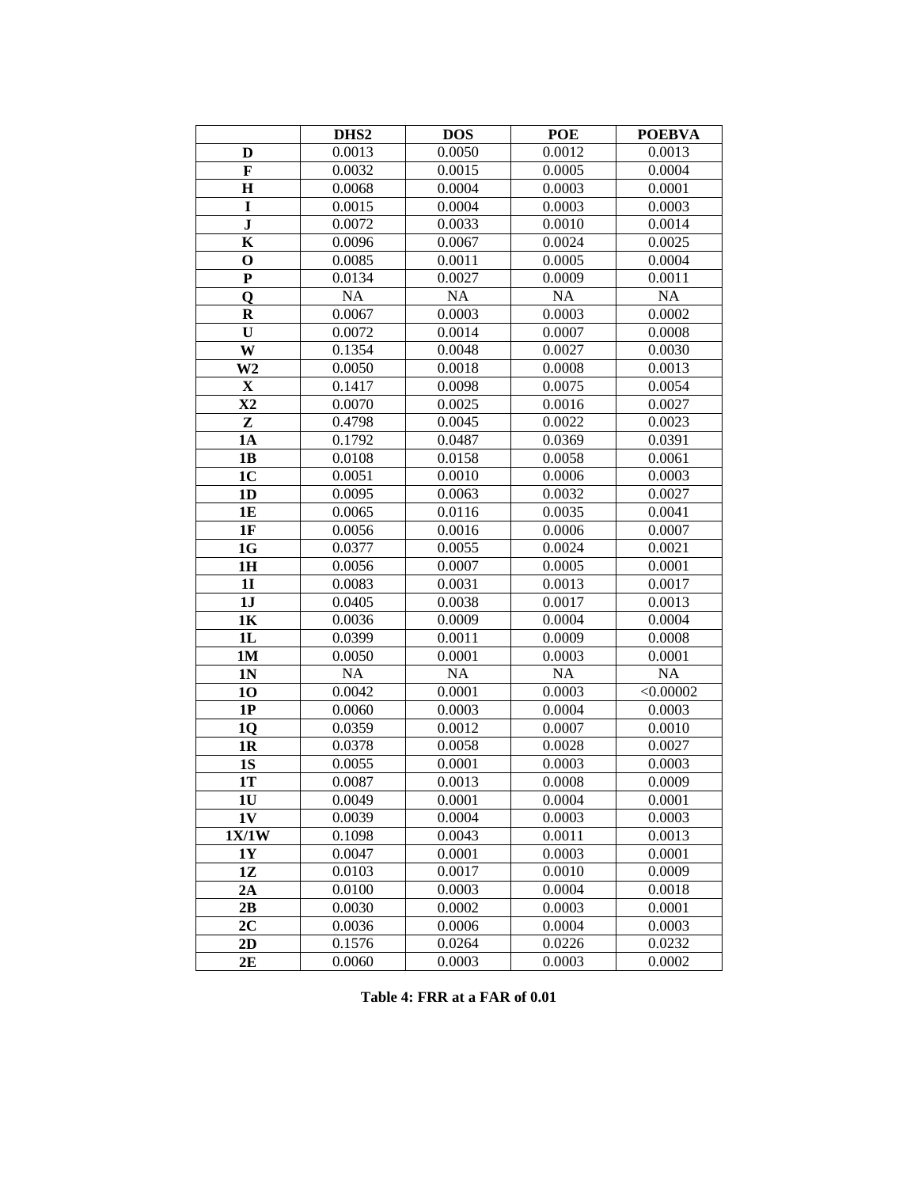| | DHS2 | DOS | POE | POEBVA |
|---|---|---|---|---|
| **D** | 0.0013 | 0.0050 | 0.0012 | 0.0013 |
| **F** | 0.0032 | 0.0015 | 0.0005 | 0.0004 |
| **H** | 0.0068 | 0.0004 | 0.0003 | 0.0001 |
| **I** | 0.0015 | 0.0004 | 0.0003 | 0.0003 |
| **J** | 0.0072 | 0.0033 | 0.0010 | 0.0014 |
| **K** | 0.0096 | 0.0067 | 0.0024 | 0.0025 |
| **O** | 0.0085 | 0.0011 | 0.0005 | 0.0004 |
| **P** | 0.0134 | 0.0027 | 0.0009 | 0.0011 |
| **Q** | NA | NA | NA | NA |
| **R** | 0.0067 | 0.0003 | 0.0003 | 0.0002 |
| **U** | 0.0072 | 0.0014 | 0.0007 | 0.0008 |
| **W** | 0.1354 | 0.0048 | 0.0027 | 0.0030 |
| **W2** | 0.0050 | 0.0018 | 0.0008 | 0.0013 |
| **X** | 0.1417 | 0.0098 | 0.0075 | 0.0054 |
| **X2** | 0.0070 | 0.0025 | 0.0016 | 0.0027 |
| **Z** | 0.4798 | 0.0045 | 0.0022 | 0.0023 |
| **1A** | 0.1792 | 0.0487 | 0.0369 | 0.0391 |
| **1B** | 0.0108 | 0.0158 | 0.0058 | 0.0061 |
| **1C** | 0.0051 | 0.0010 | 0.0006 | 0.0003 |
| **1D** | 0.0095 | 0.0063 | 0.0032 | 0.0027 |
| **1E** | 0.0065 | 0.0116 | 0.0035 | 0.0041 |
| **1F** | 0.0056 | 0.0016 | 0.0006 | 0.0007 |
| **1G** | 0.0377 | 0.0055 | 0.0024 | 0.0021 |
| **1H** | 0.0056 | 0.0007 | 0.0005 | 0.0001 |
| **1I** | 0.0083 | 0.0031 | 0.0013 | 0.0017 |
| **1J** | 0.0405 | 0.0038 | 0.0017 | 0.0013 |
| **1K** | 0.0036 | 0.0009 | 0.0004 | 0.0004 |
| **1L** | 0.0399 | 0.0011 | 0.0009 | 0.0008 |
| **1M** | 0.0050 | 0.0001 | 0.0003 | 0.0001 |
| **1N** | NA | NA | NA | NA |
| **1O** | 0.0042 | 0.0001 | 0.0003 | <0.00002 |
| **1P** | 0.0060 | 0.0003 | 0.0004 | 0.0003 |
| **1Q** | 0.0359 | 0.0012 | 0.0007 | 0.0010 |
| **1R** | 0.0378 | 0.0058 | 0.0028 | 0.0027 |
| **1S** | 0.0055 | 0.0001 | 0.0003 | 0.0003 |
| **1T** | 0.0087 | 0.0013 | 0.0008 | 0.0009 |
| **1U** | 0.0049 | 0.0001 | 0.0004 | 0.0001 |
| **1V** | 0.0039 | 0.0004 | 0.0003 | 0.0003 |
| **1X/1W** | 0.1098 | 0.0043 | 0.0011 | 0.0013 |
| **1Y** | 0.0047 | 0.0001 | 0.0003 | 0.0001 |
| **1Z** | 0.0103 | 0.0017 | 0.0010 | 0.0009 |
| **2A** | 0.0100 | 0.0003 | 0.0004 | 0.0018 |
| **2B** | 0.0030 | 0.0002 | 0.0003 | 0.0001 |
| **2C** | 0.0036 | 0.0006 | 0.0004 | 0.0003 |
| **2D** | 0.1576 | 0.0264 | 0.0226 | 0.0232 |
| **2E** | 0.0060 | 0.0003 | 0.0003 | 0.0002 |

**Table 4: FRR at a FAR of 0.01**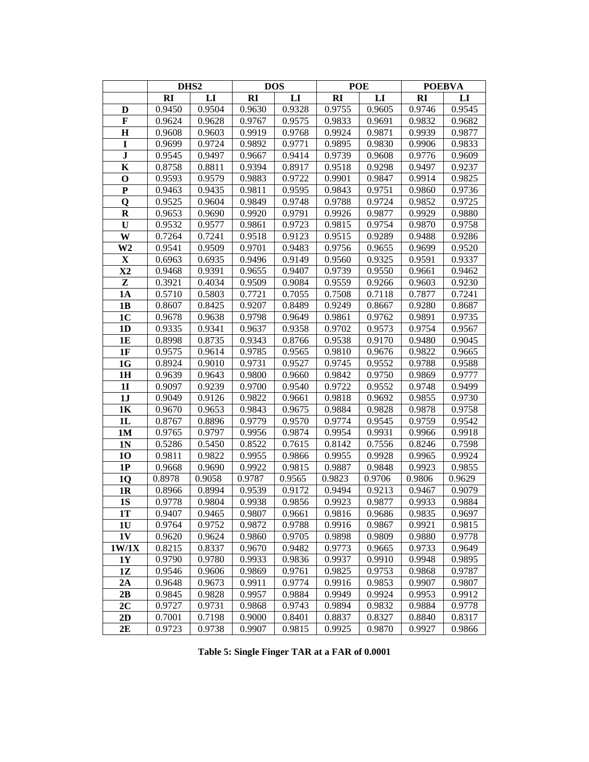| | DHS2 | | DOS | | POE | | POEBVA | |
|---|---|---|---|---|---|---|---|---|
| | RI | LI | RI | LI | RI | LI | RI | LI |
| D | 0.9450 | 0.9504 | 0.9630 | 0.9328 | 0.9755 | 0.9605 | 0.9746 | 0.9545 |
| F | 0.9624 | 0.9628 | 0.9767 | 0.9575 | 0.9833 | 0.9691 | 0.9832 | 0.9682 |
| H | 0.9608 | 0.9603 | 0.9919 | 0.9768 | 0.9924 | 0.9871 | 0.9939 | 0.9877 |
| I | 0.9699 | 0.9724 | 0.9892 | 0.9771 | 0.9895 | 0.9830 | 0.9906 | 0.9833 |
| J | 0.9545 | 0.9497 | 0.9667 | 0.9414 | 0.9739 | 0.9608 | 0.9776 | 0.9609 |
| K | 0.8758 | 0.8811 | 0.9394 | 0.8917 | 0.9518 | 0.9298 | 0.9497 | 0.9237 |
| O | 0.9593 | 0.9579 | 0.9883 | 0.9722 | 0.9901 | 0.9847 | 0.9914 | 0.9825 |
| P | 0.9463 | 0.9435 | 0.9811 | 0.9595 | 0.9843 | 0.9751 | 0.9860 | 0.9736 |
| Q | 0.9525 | 0.9604 | 0.9849 | 0.9748 | 0.9788 | 0.9724 | 0.9852 | 0.9725 |
| R | 0.9653 | 0.9690 | 0.9920 | 0.9791 | 0.9926 | 0.9877 | 0.9929 | 0.9880 |
| U | 0.9532 | 0.9577 | 0.9861 | 0.9723 | 0.9815 | 0.9754 | 0.9870 | 0.9758 |
| W | 0.7264 | 0.7241 | 0.9518 | 0.9123 | 0.9515 | 0.9289 | 0.9488 | 0.9286 |
| W2 | 0.9541 | 0.9509 | 0.9701 | 0.9483 | 0.9756 | 0.9655 | 0.9699 | 0.9520 |
| X | 0.6963 | 0.6935 | 0.9496 | 0.9149 | 0.9560 | 0.9325 | 0.9591 | 0.9337 |
| X2 | 0.9468 | 0.9391 | 0.9655 | 0.9407 | 0.9739 | 0.9550 | 0.9661 | 0.9462 |
| Z | 0.3921 | 0.4034 | 0.9509 | 0.9084 | 0.9559 | 0.9266 | 0.9603 | 0.9230 |
| 1A | 0.5710 | 0.5803 | 0.7721 | 0.7055 | 0.7508 | 0.7118 | 0.7877 | 0.7241 |
| 1B | 0.8607 | 0.8425 | 0.9207 | 0.8489 | 0.9249 | 0.8667 | 0.9280 | 0.8687 |
| 1C | 0.9678 | 0.9638 | 0.9798 | 0.9649 | 0.9861 | 0.9762 | 0.9891 | 0.9735 |
| 1D | 0.9335 | 0.9341 | 0.9637 | 0.9358 | 0.9702 | 0.9573 | 0.9754 | 0.9567 |
| 1E | 0.8998 | 0.8735 | 0.9343 | 0.8766 | 0.9538 | 0.9170 | 0.9480 | 0.9045 |
| 1F | 0.9575 | 0.9614 | 0.9785 | 0.9565 | 0.9810 | 0.9676 | 0.9822 | 0.9665 |
| 1G | 0.8924 | 0.9010 | 0.9731 | 0.9527 | 0.9745 | 0.9552 | 0.9788 | 0.9588 |
| 1H | 0.9639 | 0.9643 | 0.9800 | 0.9660 | 0.9842 | 0.9750 | 0.9869 | 0.9777 |
| 1I | 0.9097 | 0.9239 | 0.9700 | 0.9540 | 0.9722 | 0.9552 | 0.9748 | 0.9499 |
| 1J | 0.9049 | 0.9126 | 0.9822 | 0.9661 | 0.9818 | 0.9692 | 0.9855 | 0.9730 |
| 1K | 0.9670 | 0.9653 | 0.9843 | 0.9675 | 0.9884 | 0.9828 | 0.9878 | 0.9758 |
| 1L | 0.8767 | 0.8896 | 0.9779 | 0.9570 | 0.9774 | 0.9545 | 0.9759 | 0.9542 |
| 1M | 0.9765 | 0.9797 | 0.9956 | 0.9874 | 0.9954 | 0.9931 | 0.9966 | 0.9918 |
| 1N | 0.5286 | 0.5450 | 0.8522 | 0.7615 | 0.8142 | 0.7556 | 0.8246 | 0.7598 |
| 1O | 0.9811 | 0.9822 | 0.9955 | 0.9866 | 0.9955 | 0.9928 | 0.9965 | 0.9924 |
| 1P | 0.9668 | 0.9690 | 0.9922 | 0.9815 | 0.9887 | 0.9848 | 0.9923 | 0.9855 |
| 1Q | 0.8978 | 0.9058 | 0.9787 | 0.9565 | 0.9823 | 0.9706 | 0.9806 | 0.9629 |
| 1R | 0.8966 | 0.8994 | 0.9539 | 0.9172 | 0.9494 | 0.9213 | 0.9467 | 0.9079 |
| 1S | 0.9778 | 0.9804 | 0.9938 | 0.9856 | 0.9923 | 0.9877 | 0.9933 | 0.9884 |
| 1T | 0.9407 | 0.9465 | 0.9807 | 0.9661 | 0.9816 | 0.9686 | 0.9835 | 0.9697 |
| 1U | 0.9764 | 0.9752 | 0.9872 | 0.9788 | 0.9916 | 0.9867 | 0.9921 | 0.9815 |
| 1V | 0.9620 | 0.9624 | 0.9860 | 0.9705 | 0.9898 | 0.9809 | 0.9880 | 0.9778 |
| 1W/1X | 0.8215 | 0.8337 | 0.9670 | 0.9482 | 0.9773 | 0.9665 | 0.9733 | 0.9649 |
| 1Y | 0.9790 | 0.9780 | 0.9933 | 0.9836 | 0.9937 | 0.9910 | 0.9948 | 0.9895 |
| 1Z | 0.9546 | 0.9606 | 0.9869 | 0.9761 | 0.9825 | 0.9753 | 0.9868 | 0.9787 |
| 2A | 0.9648 | 0.9673 | 0.9911 | 0.9774 | 0.9916 | 0.9853 | 0.9907 | 0.9807 |
| 2B | 0.9845 | 0.9828 | 0.9957 | 0.9884 | 0.9949 | 0.9924 | 0.9953 | 0.9912 |
| 2C | 0.9727 | 0.9731 | 0.9868 | 0.9743 | 0.9894 | 0.9832 | 0.9884 | 0.9778 |
| 2D | 0.7001 | 0.7198 | 0.9000 | 0.8401 | 0.8837 | 0.8327 | 0.8840 | 0.8317 |
| 2E | 0.9723 | 0.9738 | 0.9907 | 0.9815 | 0.9925 | 0.9870 | 0.9927 | 0.9866 |

**Table 5: Single Finger TAR at a FAR of 0.0001**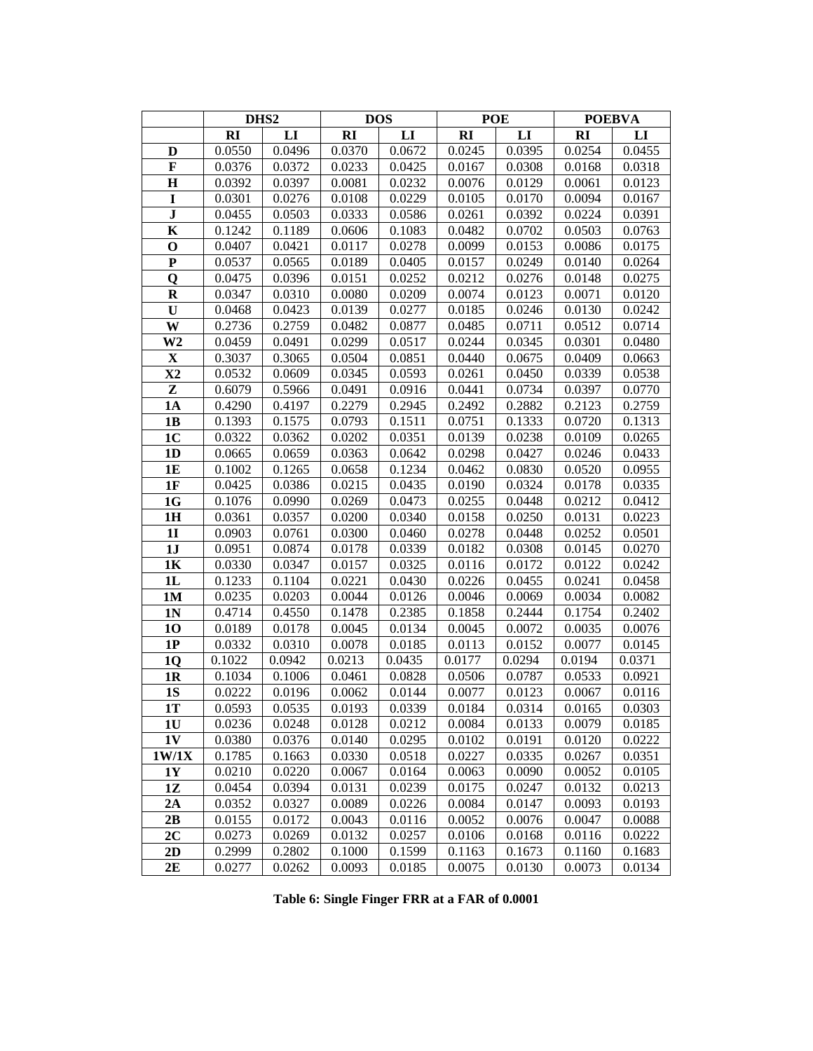| | DHS2 | | DOS | | POE | | POEBVA | |
|---|---|---|---|---|---|---|---|---|
| | RI | LI | RI | LI | RI | LI | RI | LI |
| D | 0.0550 | 0.0496 | 0.0370 | 0.0672 | 0.0245 | 0.0395 | 0.0254 | 0.0455 |
| F | 0.0376 | 0.0372 | 0.0233 | 0.0425 | 0.0167 | 0.0308 | 0.0168 | 0.0318 |
| H | 0.0392 | 0.0397 | 0.0081 | 0.0232 | 0.0076 | 0.0129 | 0.0061 | 0.0123 |
| I | 0.0301 | 0.0276 | 0.0108 | 0.0229 | 0.0105 | 0.0170 | 0.0094 | 0.0167 |
| J | 0.0455 | 0.0503 | 0.0333 | 0.0586 | 0.0261 | 0.0392 | 0.0224 | 0.0391 |
| K | 0.1242 | 0.1189 | 0.0606 | 0.1083 | 0.0482 | 0.0702 | 0.0503 | 0.0763 |
| O | 0.0407 | 0.0421 | 0.0117 | 0.0278 | 0.0099 | 0.0153 | 0.0086 | 0.0175 |
| P | 0.0537 | 0.0565 | 0.0189 | 0.0405 | 0.0157 | 0.0249 | 0.0140 | 0.0264 |
| Q | 0.0475 | 0.0396 | 0.0151 | 0.0252 | 0.0212 | 0.0276 | 0.0148 | 0.0275 |
| R | 0.0347 | 0.0310 | 0.0080 | 0.0209 | 0.0074 | 0.0123 | 0.0071 | 0.0120 |
| U | 0.0468 | 0.0423 | 0.0139 | 0.0277 | 0.0185 | 0.0246 | 0.0130 | 0.0242 |
| W | 0.2736 | 0.2759 | 0.0482 | 0.0877 | 0.0485 | 0.0711 | 0.0512 | 0.0714 |
| W2 | 0.0459 | 0.0491 | 0.0299 | 0.0517 | 0.0244 | 0.0345 | 0.0301 | 0.0480 |
| X | 0.3037 | 0.3065 | 0.0504 | 0.0851 | 0.0440 | 0.0675 | 0.0409 | 0.0663 |
| X2 | 0.0532 | 0.0609 | 0.0345 | 0.0593 | 0.0261 | 0.0450 | 0.0339 | 0.0538 |
| Z | 0.6079 | 0.5966 | 0.0491 | 0.0916 | 0.0441 | 0.0734 | 0.0397 | 0.0770 |
| 1A | 0.4290 | 0.4197 | 0.2279 | 0.2945 | 0.2492 | 0.2882 | 0.2123 | 0.2759 |
| 1B | 0.1393 | 0.1575 | 0.0793 | 0.1511 | 0.0751 | 0.1333 | 0.0720 | 0.1313 |
| 1C | 0.0322 | 0.0362 | 0.0202 | 0.0351 | 0.0139 | 0.0238 | 0.0109 | 0.0265 |
| 1D | 0.0665 | 0.0659 | 0.0363 | 0.0642 | 0.0298 | 0.0427 | 0.0246 | 0.0433 |
| 1E | 0.1002 | 0.1265 | 0.0658 | 0.1234 | 0.0462 | 0.0830 | 0.0520 | 0.0955 |
| 1F | 0.0425 | 0.0386 | 0.0215 | 0.0435 | 0.0190 | 0.0324 | 0.0178 | 0.0335 |
| 1G | 0.1076 | 0.0990 | 0.0269 | 0.0473 | 0.0255 | 0.0448 | 0.0212 | 0.0412 |
| 1H | 0.0361 | 0.0357 | 0.0200 | 0.0340 | 0.0158 | 0.0250 | 0.0131 | 0.0223 |
| 1I | 0.0903 | 0.0761 | 0.0300 | 0.0460 | 0.0278 | 0.0448 | 0.0252 | 0.0501 |
| 1J | 0.0951 | 0.0874 | 0.0178 | 0.0339 | 0.0182 | 0.0308 | 0.0145 | 0.0270 |
| 1K | 0.0330 | 0.0347 | 0.0157 | 0.0325 | 0.0116 | 0.0172 | 0.0122 | 0.0242 |
| 1L | 0.1233 | 0.1104 | 0.0221 | 0.0430 | 0.0226 | 0.0455 | 0.0241 | 0.0458 |
| 1M | 0.0235 | 0.0203 | 0.0044 | 0.0126 | 0.0046 | 0.0069 | 0.0034 | 0.0082 |
| 1N | 0.4714 | 0.4550 | 0.1478 | 0.2385 | 0.1858 | 0.2444 | 0.1754 | 0.2402 |
| 1O | 0.0189 | 0.0178 | 0.0045 | 0.0134 | 0.0045 | 0.0072 | 0.0035 | 0.0076 |
| 1P | 0.0332 | 0.0310 | 0.0078 | 0.0185 | 0.0113 | 0.0152 | 0.0077 | 0.0145 |
| 1Q | 0.1022 | 0.0942 | 0.0213 | 0.0435 | 0.0177 | 0.0294 | 0.0194 | 0.0371 |
| 1R | 0.1034 | 0.1006 | 0.0461 | 0.0828 | 0.0506 | 0.0787 | 0.0533 | 0.0921 |
| 1S | 0.0222 | 0.0196 | 0.0062 | 0.0144 | 0.0077 | 0.0123 | 0.0067 | 0.0116 |
| 1T | 0.0593 | 0.0535 | 0.0193 | 0.0339 | 0.0184 | 0.0314 | 0.0165 | 0.0303 |
| 1U | 0.0236 | 0.0248 | 0.0128 | 0.0212 | 0.0084 | 0.0133 | 0.0079 | 0.0185 |
| 1V | 0.0380 | 0.0376 | 0.0140 | 0.0295 | 0.0102 | 0.0191 | 0.0120 | 0.0222 |
| 1W/1X | 0.1785 | 0.1663 | 0.0330 | 0.0518 | 0.0227 | 0.0335 | 0.0267 | 0.0351 |
| 1Y | 0.0210 | 0.0220 | 0.0067 | 0.0164 | 0.0063 | 0.0090 | 0.0052 | 0.0105 |
| 1Z | 0.0454 | 0.0394 | 0.0131 | 0.0239 | 0.0175 | 0.0247 | 0.0132 | 0.0213 |
| 2A | 0.0352 | 0.0327 | 0.0089 | 0.0226 | 0.0084 | 0.0147 | 0.0093 | 0.0193 |
| 2B | 0.0155 | 0.0172 | 0.0043 | 0.0116 | 0.0052 | 0.0076 | 0.0047 | 0.0088 |
| 2C | 0.0273 | 0.0269 | 0.0132 | 0.0257 | 0.0106 | 0.0168 | 0.0116 | 0.0222 |
| 2D | 0.2999 | 0.2802 | 0.1000 | 0.1599 | 0.1163 | 0.1673 | 0.1160 | 0.1683 |
| 2E | 0.0277 | 0.0262 | 0.0093 | 0.0185 | 0.0075 | 0.0130 | 0.0073 | 0.0134 |

**Table 6: Single Finger FRR at a FAR of 0.0001**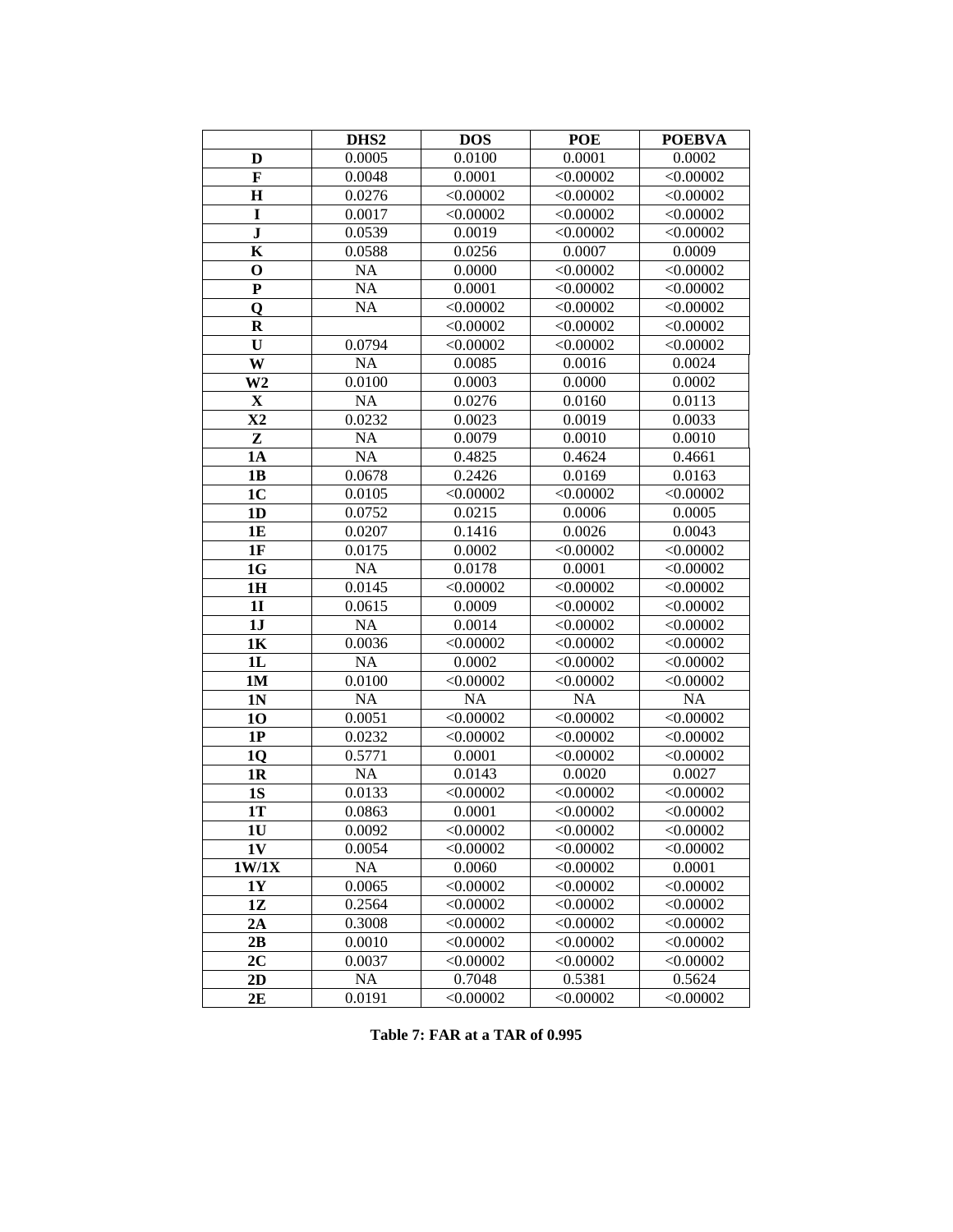| | DHS2 | DOS | POE | POEBVA |
|---|---|---|---|---|
| **D** | 0.0005 | 0.0100 | 0.0001 | 0.0002 |
| **F** | 0.0048 | 0.0001 | <0.00002 | <0.00002 |
| **H** | 0.0276 | <0.00002 | <0.00002 | <0.00002 |
| **I** | 0.0017 | <0.00002 | <0.00002 | <0.00002 |
| **J** | 0.0539 | 0.0019 | <0.00002 | <0.00002 |
| **K** | 0.0588 | 0.0256 | 0.0007 | 0.0009 |
| **O** | NA | 0.0000 | <0.00002 | <0.00002 |
| **P** | NA | 0.0001 | <0.00002 | <0.00002 |
| **Q** | NA | <0.00002 | <0.00002 | <0.00002 |
| **R** | | <0.00002 | <0.00002 | <0.00002 |
| **U** | 0.0794 | <0.00002 | <0.00002 | <0.00002 |
| **W** | NA | 0.0085 | 0.0016 | 0.0024 |
| **W2** | 0.0100 | 0.0003 | 0.0000 | 0.0002 |
| **X** | NA | 0.0276 | 0.0160 | 0.0113 |
| **X2** | 0.0232 | 0.0023 | 0.0019 | 0.0033 |
| **Z** | NA | 0.0079 | 0.0010 | 0.0010 |
| **1A** | NA | 0.4825 | 0.4624 | 0.4661 |
| **1B** | 0.0678 | 0.2426 | 0.0169 | 0.0163 |
| **1C** | 0.0105 | <0.00002 | <0.00002 | <0.00002 |
| **1D** | 0.0752 | 0.0215 | 0.0006 | 0.0005 |
| **1E** | 0.0207 | 0.1416 | 0.0026 | 0.0043 |
| **1F** | 0.0175 | 0.0002 | <0.00002 | <0.00002 |
| **1G** | NA | 0.0178 | 0.0001 | <0.00002 |
| **1H** | 0.0145 | <0.00002 | <0.00002 | <0.00002 |
| **1I** | 0.0615 | 0.0009 | <0.00002 | <0.00002 |
| **1J** | NA | 0.0014 | <0.00002 | <0.00002 |
| **1K** | 0.0036 | <0.00002 | <0.00002 | <0.00002 |
| **1L** | NA | 0.0002 | <0.00002 | <0.00002 |
| **1M** | 0.0100 | <0.00002 | <0.00002 | <0.00002 |
| **1N** | NA | NA | NA | NA |
| **1O** | 0.0051 | <0.00002 | <0.00002 | <0.00002 |
| **1P** | 0.0232 | <0.00002 | <0.00002 | <0.00002 |
| **1Q** | 0.5771 | 0.0001 | <0.00002 | <0.00002 |
| **1R** | NA | 0.0143 | 0.0020 | 0.0027 |
| **1S** | 0.0133 | <0.00002 | <0.00002 | <0.00002 |
| **1T** | 0.0863 | 0.0001 | <0.00002 | <0.00002 |
| **1U** | 0.0092 | <0.00002 | <0.00002 | <0.00002 |
| **1V** | 0.0054 | <0.00002 | <0.00002 | <0.00002 |
| **1W/1X** | NA | 0.0060 | <0.00002 | 0.0001 |
| **1Y** | 0.0065 | <0.00002 | <0.00002 | <0.00002 |
| **1Z** | 0.2564 | <0.00002 | <0.00002 | <0.00002 |
| **2A** | 0.3008 | <0.00002 | <0.00002 | <0.00002 |
| **2B** | 0.0010 | <0.00002 | <0.00002 | <0.00002 |
| **2C** | 0.0037 | <0.00002 | <0.00002 | <0.00002 |
| **2D** | NA | 0.7048 | 0.5381 | 0.5624 |
| **2E** | 0.0191 | <0.00002 | <0.00002 | <0.00002 |

**Table 7: FAR at a TAR of 0.995**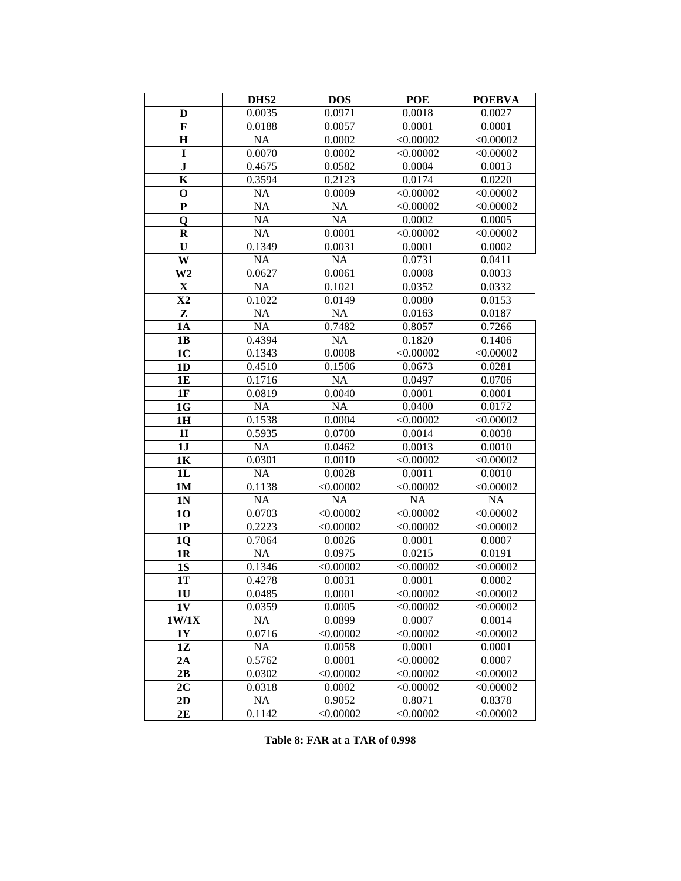| | DHS2 | DOS | POE | POEBVA |
|---|---|---|---|---|
| **D** | 0.0035 | 0.0971 | 0.0018 | 0.0027 |
| **F** | 0.0188 | 0.0057 | 0.0001 | 0.0001 |
| **H** | NA | 0.0002 | <0.00002 | <0.00002 |
| **I** | 0.0070 | 0.0002 | <0.00002 | <0.00002 |
| **J** | 0.4675 | 0.0582 | 0.0004 | 0.0013 |
| **K** | 0.3594 | 0.2123 | 0.0174 | 0.0220 |
| **O** | NA | 0.0009 | <0.00002 | <0.00002 |
| **P** | NA | NA | <0.00002 | <0.00002 |
| **Q** | NA | NA | 0.0002 | 0.0005 |
| **R** | NA | 0.0001 | <0.00002 | <0.00002 |
| **U** | 0.1349 | 0.0031 | 0.0001 | 0.0002 |
| **W** | NA | NA | 0.0731 | 0.0411 |
| **W2** | 0.0627 | 0.0061 | 0.0008 | 0.0033 |
| **X** | NA | 0.1021 | 0.0352 | 0.0332 |
| **X2** | 0.1022 | 0.0149 | 0.0080 | 0.0153 |
| **Z** | NA | NA | 0.0163 | 0.0187 |
| **1A** | NA | 0.7482 | 0.8057 | 0.7266 |
| **1B** | 0.4394 | NA | 0.1820 | 0.1406 |
| **1C** | 0.1343 | 0.0008 | <0.00002 | <0.00002 |
| **1D** | 0.4510 | 0.1506 | 0.0673 | 0.0281 |
| **1E** | 0.1716 | NA | 0.0497 | 0.0706 |
| **1F** | 0.0819 | 0.0040 | 0.0001 | 0.0001 |
| **1G** | NA | NA | 0.0400 | 0.0172 |
| **1H** | 0.1538 | 0.0004 | <0.00002 | <0.00002 |
| **1I** | 0.5935 | 0.0700 | 0.0014 | 0.0038 |
| **1J** | NA | 0.0462 | 0.0013 | 0.0010 |
| **1K** | 0.0301 | 0.0010 | <0.00002 | <0.00002 |
| **1L** | NA | 0.0028 | 0.0011 | 0.0010 |
| **1M** | 0.1138 | <0.00002 | <0.00002 | <0.00002 |
| **1N** | NA | NA | NA | NA |
| **1O** | 0.0703 | <0.00002 | <0.00002 | <0.00002 |
| **1P** | 0.2223 | <0.00002 | <0.00002 | <0.00002 |
| **1Q** | 0.7064 | 0.0026 | 0.0001 | 0.0007 |
| **1R** | NA | 0.0975 | 0.0215 | 0.0191 |
| **1S** | 0.1346 | <0.00002 | <0.00002 | <0.00002 |
| **1T** | 0.4278 | 0.0031 | 0.0001 | 0.0002 |
| **1U** | 0.0485 | 0.0001 | <0.00002 | <0.00002 |
| **1V** | 0.0359 | 0.0005 | <0.00002 | <0.00002 |
| **1W/1X** | NA | 0.0899 | 0.0007 | 0.0014 |
| **1Y** | 0.0716 | <0.00002 | <0.00002 | <0.00002 |
| **1Z** | NA | 0.0058 | 0.0001 | 0.0001 |
| **2A** | 0.5762 | 0.0001 | <0.00002 | 0.0007 |
| **2B** | 0.0302 | <0.00002 | <0.00002 | <0.00002 |
| **2C** | 0.0318 | 0.0002 | <0.00002 | <0.00002 |
| **2D** | NA | 0.9052 | 0.8071 | 0.8378 |
| **2E** | 0.1142 | <0.00002 | <0.00002 | <0.00002 |

**Table 8: FAR at a TAR of 0.998**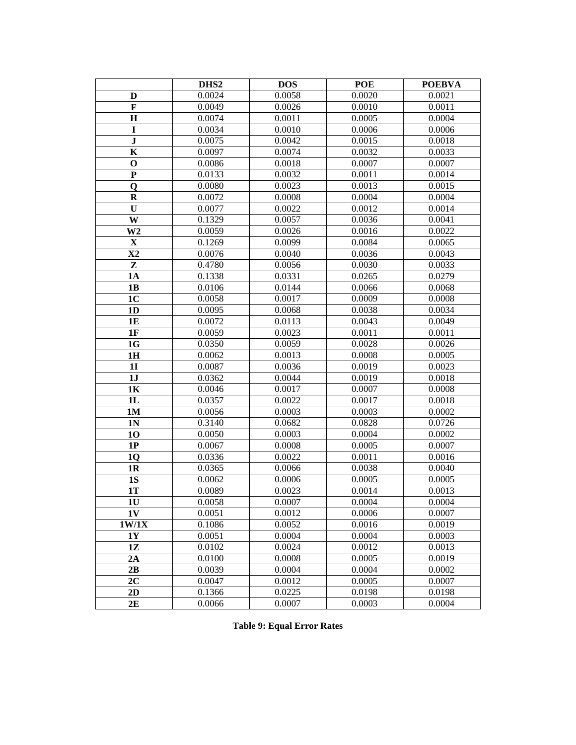| | DHS2 | DOS | POE | POEBVA |
|---|---|---|---|---|
| **D** | 0.0024 | 0.0058 | 0.0020 | 0.0021 |
| **F** | 0.0049 | 0.0026 | 0.0010 | 0.0011 |
| **H** | 0.0074 | 0.0011 | 0.0005 | 0.0004 |
| **I** | 0.0034 | 0.0010 | 0.0006 | 0.0006 |
| **J** | 0.0075 | 0.0042 | 0.0015 | 0.0018 |
| **K** | 0.0097 | 0.0074 | 0.0032 | 0.0033 |
| **O** | 0.0086 | 0.0018 | 0.0007 | 0.0007 |
| **P** | 0.0133 | 0.0032 | 0.0011 | 0.0014 |
| **Q** | 0.0080 | 0.0023 | 0.0013 | 0.0015 |
| **R** | 0.0072 | 0.0008 | 0.0004 | 0.0004 |
| **U** | 0.0077 | 0.0022 | 0.0012 | 0.0014 |
| **W** | 0.1329 | 0.0057 | 0.0036 | 0.0041 |
| **W2** | 0.0059 | 0.0026 | 0.0016 | 0.0022 |
| **X** | 0.1269 | 0.0099 | 0.0084 | 0.0065 |
| **X2** | 0.0076 | 0.0040 | 0.0036 | 0.0043 |
| **Z** | 0.4780 | 0.0056 | 0.0030 | 0.0033 |
| **1A** | 0.1338 | 0.0331 | 0.0265 | 0.0279 |
| **1B** | 0.0106 | 0.0144 | 0.0066 | 0.0068 |
| **1C** | 0.0058 | 0.0017 | 0.0009 | 0.0008 |
| **1D** | 0.0095 | 0.0068 | 0.0038 | 0.0034 |
| **1E** | 0.0072 | 0.0113 | 0.0043 | 0.0049 |
| **1F** | 0.0059 | 0.0023 | 0.0011 | 0.0011 |
| **1G** | 0.0350 | 0.0059 | 0.0028 | 0.0026 |
| **1H** | 0.0062 | 0.0013 | 0.0008 | 0.0005 |
| **1I** | 0.0087 | 0.0036 | 0.0019 | 0.0023 |
| **1J** | 0.0362 | 0.0044 | 0.0019 | 0.0018 |
| **1K** | 0.0046 | 0.0017 | 0.0007 | 0.0008 |
| **1L** | 0.0357 | 0.0022 | 0.0017 | 0.0018 |
| **1M** | 0.0056 | 0.0003 | 0.0003 | 0.0002 |
| **1N** | 0.3140 | 0.0682 | 0.0828 | 0.0726 |
| **1O** | 0.0050 | 0.0003 | 0.0004 | 0.0002 |
| **1P** | 0.0067 | 0.0008 | 0.0005 | 0.0007 |
| **1Q** | 0.0336 | 0.0022 | 0.0011 | 0.0016 |
| **1R** | 0.0365 | 0.0066 | 0.0038 | 0.0040 |
| **1S** | 0.0062 | 0.0006 | 0.0005 | 0.0005 |
| **1T** | 0.0089 | 0.0023 | 0.0014 | 0.0013 |
| **1U** | 0.0058 | 0.0007 | 0.0004 | 0.0004 |
| **1V** | 0.0051 | 0.0012 | 0.0006 | 0.0007 |
| **1W/1X** | 0.1086 | 0.0052 | 0.0016 | 0.0019 |
| **1Y** | 0.0051 | 0.0004 | 0.0004 | 0.0003 |
| **1Z** | 0.0102 | 0.0024 | 0.0012 | 0.0013 |
| **2A** | 0.0100 | 0.0008 | 0.0005 | 0.0019 |
| **2B** | 0.0039 | 0.0004 | 0.0004 | 0.0002 |
| **2C** | 0.0047 | 0.0012 | 0.0005 | 0.0007 |
| **2D** | 0.1366 | 0.0225 | 0.0198 | 0.0198 |
| **2E** | 0.0066 | 0.0007 | 0.0003 | 0.0004 |

**Table 9: Equal Error Rates**